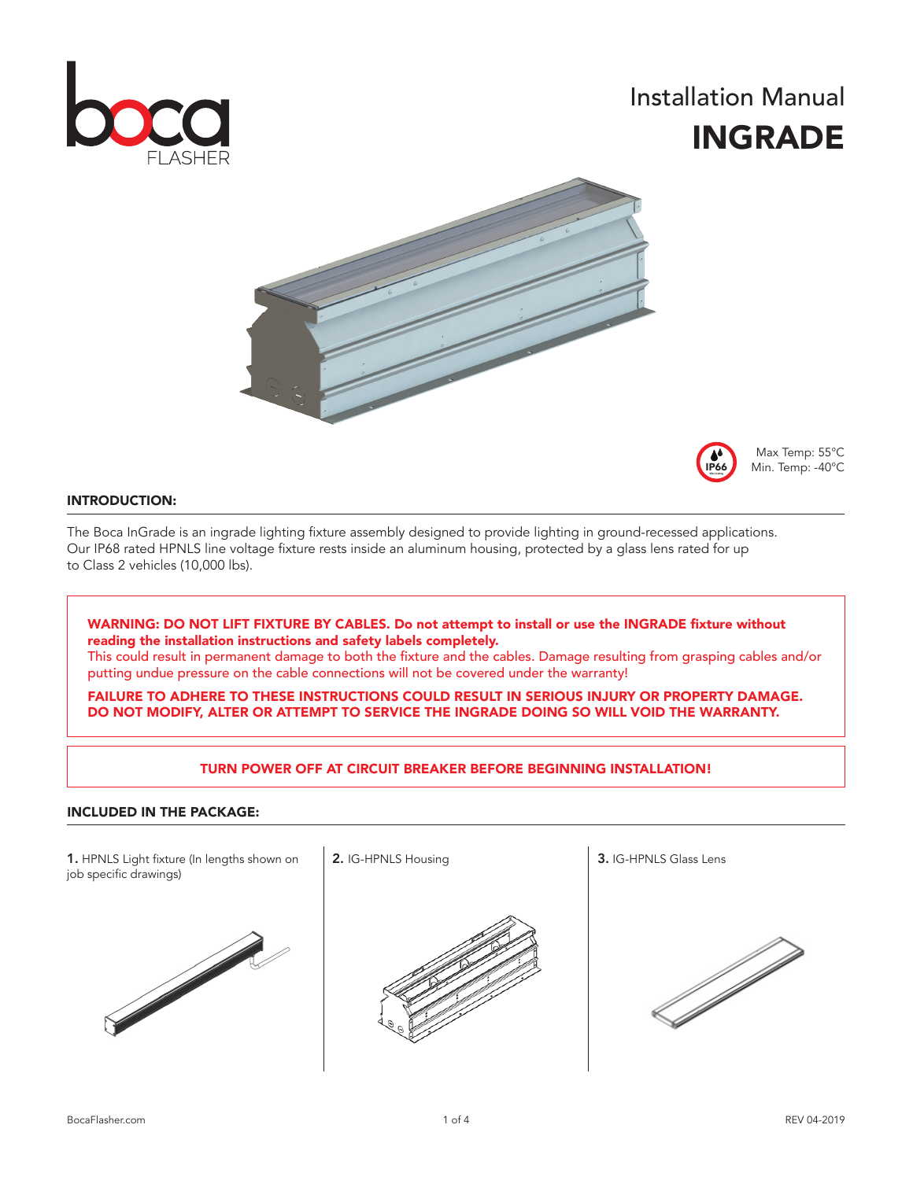boca FLASHER

# Installation Manual
# INGRADE

Max Temp: 55°C
Min. Temp: -40°C

## INTRODUCTION:

The Boca InGrade is an ingrade lighting fixture assembly designed to provide lighting in ground-recessed applications. Our IP68 rated HPNLS line voltage fixture rests inside an aluminum housing, protected by a glass lens rated for up to Class 2 vehicles (10,000 lbs).

**WARNING: DO NOT LIFT FIXTURE BY CABLES. Do not attempt to install or use the INGRADE fixture without reading the installation instructions and safety labels completely.**
This could result in permanent damage to both the fixture and the cables. Damage resulting from grasping cables and/or putting undue pressure on the cable connections will not be covered under the warranty!

**FAILURE TO ADHERE TO THESE INSTRUCTIONS COULD RESULT IN SERIOUS INJURY OR PROPERTY DAMAGE. DO NOT MODIFY, ALTER OR ATTEMPT TO SERVICE THE INGRADE DOING SO WILL VOID THE WARRANTY.**

**TURN POWER OFF AT CIRCUIT BREAKER BEFORE BEGINNING INSTALLATION!**

## INCLUDED IN THE PACKAGE:

**1.** HPNLS Light fixture (In lengths shown on job specific drawings)

**2.** IG-HPNLS Housing

**3.** IG-HPNLS Glass Lens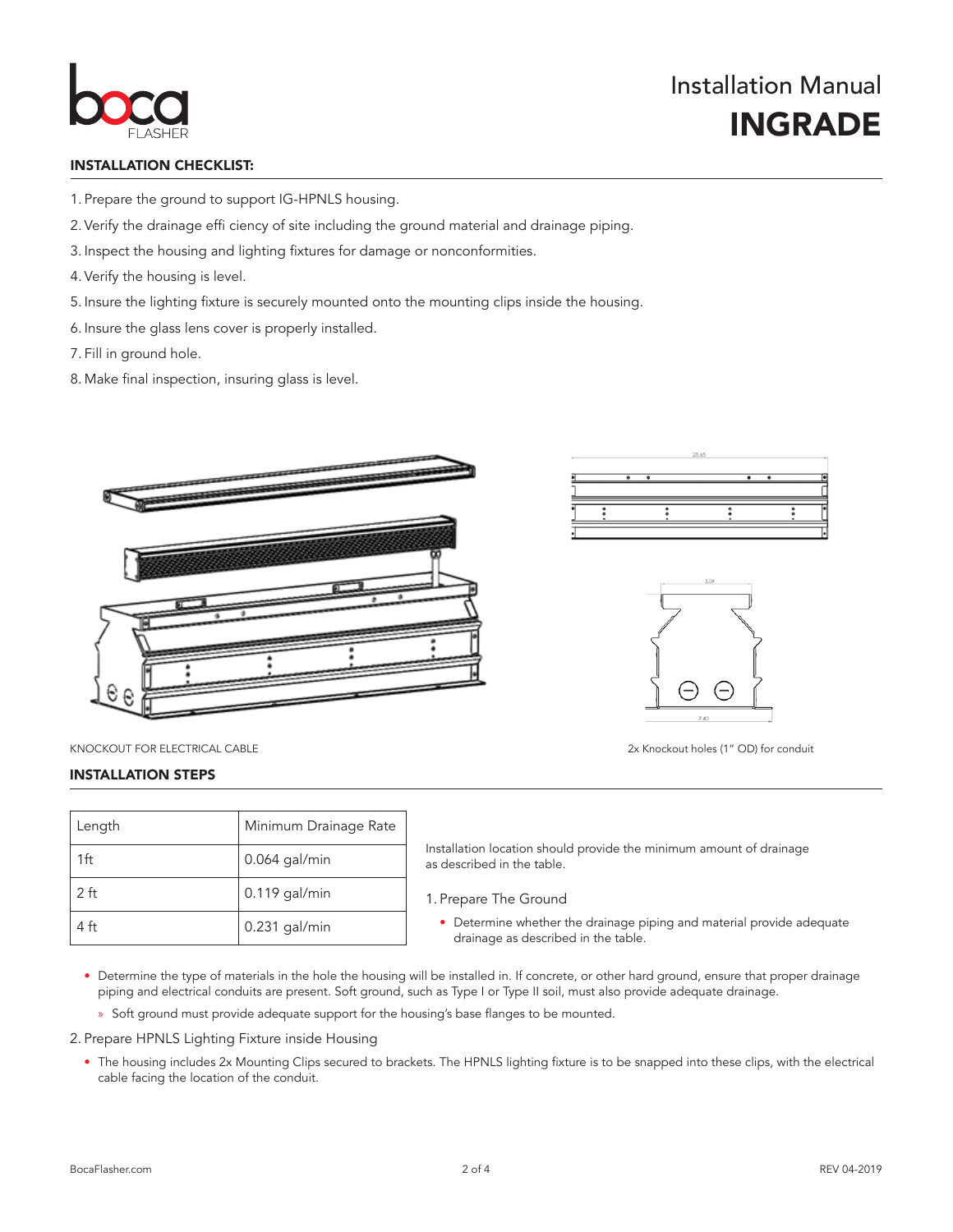Installation Manual

# INGRADE

## INSTALLATION CHECKLIST:

1. Prepare the ground to support IG-HPNLS housing.
2. Verify the drainage effi ciency of site including the ground material and drainage piping.
3. Inspect the housing and lighting fixtures for damage or nonconformities.
4. Verify the housing is level.
5. Insure the lighting fixture is securely mounted onto the mounting clips inside the housing.
6. Insure the glass lens cover is properly installed.
7. Fill in ground hole.
8. Make final inspection, insuring glass is level.

KNOCKOUT FOR ELECTRICAL CABLE

2x Knockout holes (1" OD) for conduit

## INSTALLATION STEPS

| Length | Minimum Drainage Rate |
|---|---|
| 1ft | 0.064 gal/min |
| 2 ft | 0.119 gal/min |
| 4 ft | 0.231 gal/min |

Installation location should provide the minimum amount of drainage as described in the table.

1. Prepare The Ground
   - Determine whether the drainage piping and material provide adequate drainage as described in the table.
   - Determine the type of materials in the hole the housing will be installed in. If concrete, or other hard ground, ensure that proper drainage piping and electrical conduits are present. Soft ground, such as Type I or Type II soil, must also provide adequate drainage.
     - Soft ground must provide adequate support for the housing's base flanges to be mounted.
2. Prepare HPNLS Lighting Fixture inside Housing
   - The housing includes 2x Mounting Clips secured to brackets. The HPNLS lighting fixture is to be snapped into these clips, with the electrical cable facing the location of the conduit.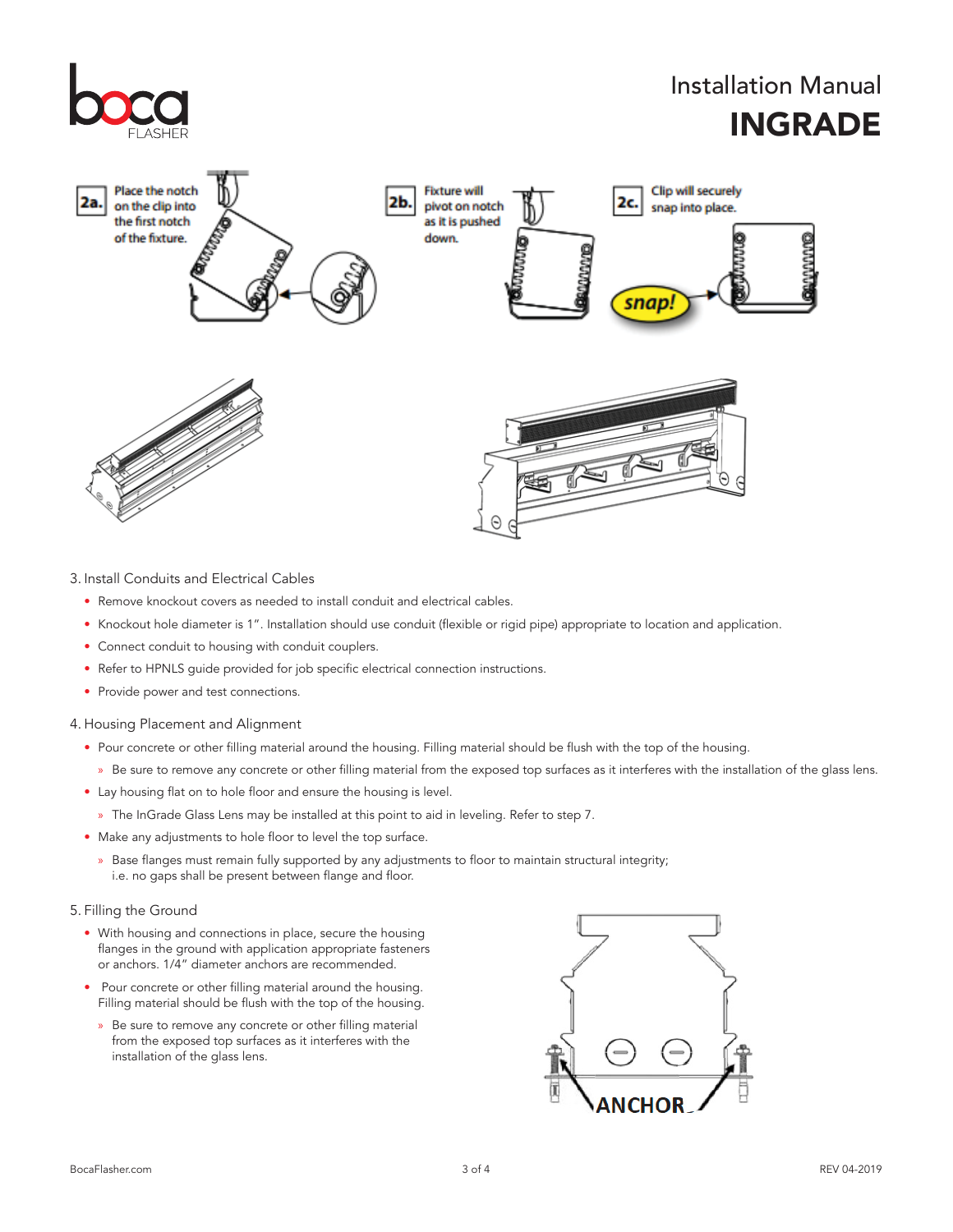2a. Place the notch on the clip into the first notch of the fixture.

2b. Fixture will pivot on notch as it is pushed down.

2c. Clip will securely snap into place.

snap!

3. Install Conduits and Electrical Cables

- Remove knockout covers as needed to install conduit and electrical cables.
- Knockout hole diameter is 1". Installation should use conduit (flexible or rigid pipe) appropriate to location and application.
- Connect conduit to housing with conduit couplers.
- Refer to HPNLS guide provided for job specific electrical connection instructions.
- Provide power and test connections.

4. Housing Placement and Alignment

- Pour concrete or other filling material around the housing. Filling material should be flush with the top of the housing.
  - » Be sure to remove any concrete or other filling material from the exposed top surfaces as it interferes with the installation of the glass lens.
- Lay housing flat on to hole floor and ensure the housing is level.
  - » The InGrade Glass Lens may be installed at this point to aid in leveling. Refer to step 7.
- Make any adjustments to hole floor to level the top surface.
  - » Base flanges must remain fully supported by any adjustments to floor to maintain structural integrity; i.e. no gaps shall be present between flange and floor.

5. Filling the Ground

- With housing and connections in place, secure the housing flanges in the ground with application appropriate fasteners or anchors. 1/4" diameter anchors are recommended.
- Pour concrete or other filling material around the housing. Filling material should be flush with the top of the housing.
  - » Be sure to remove any concrete or other filling material from the exposed top surfaces as it interferes with the installation of the glass lens.

ANCHOR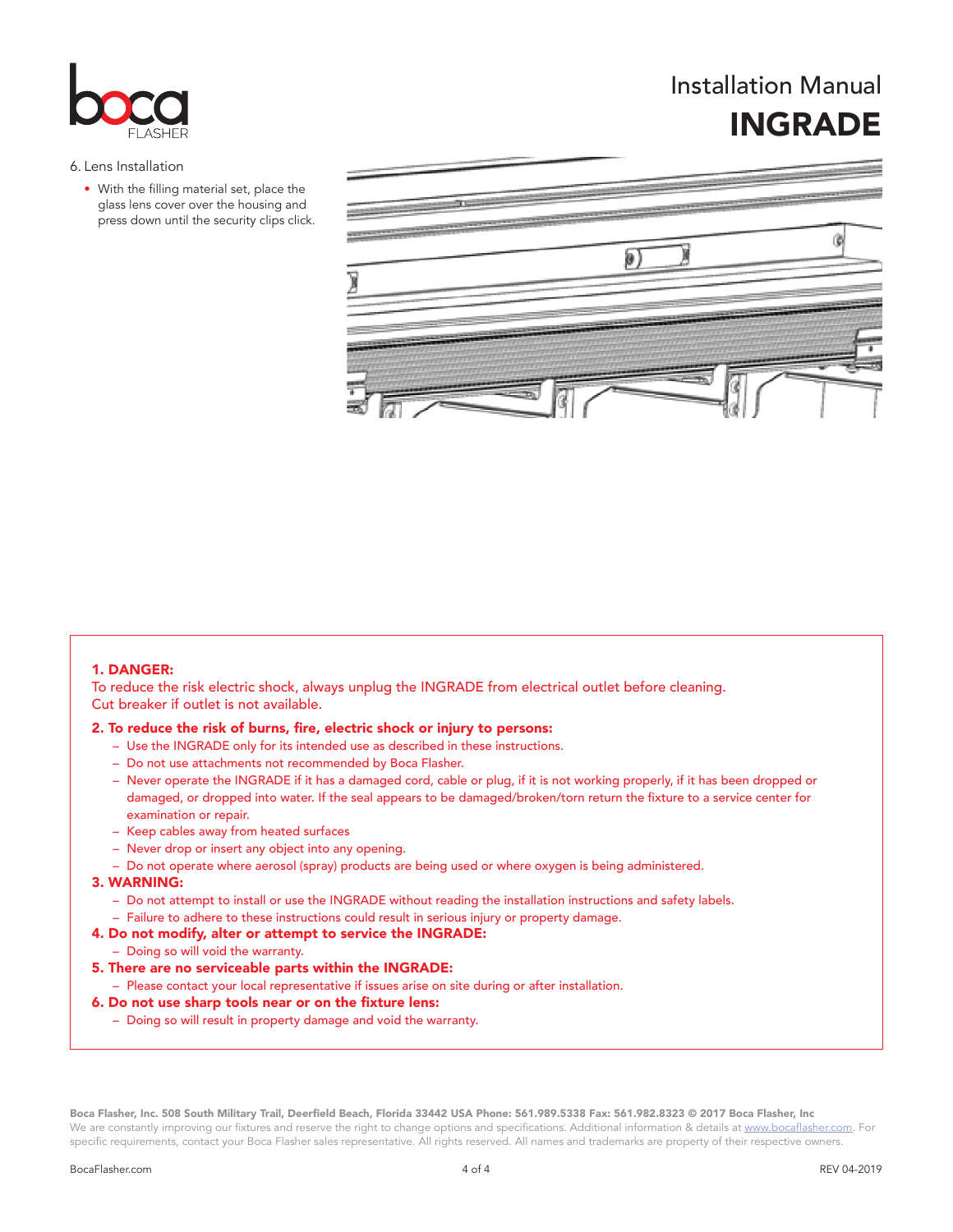# Installation Manual

## INGRADE

6. Lens Installation

- With the filling material set, place the glass lens cover over the housing and press down until the security clips click.

**1. DANGER:**

To reduce the risk electric shock, always unplug the INGRADE from electrical outlet before cleaning. Cut breaker if outlet is not available.

**2. To reduce the risk of burns, fire, electric shock or injury to persons:**

- Use the INGRADE only for its intended use as described in these instructions.
- Do not use attachments not recommended by Boca Flasher.
- Never operate the INGRADE if it has a damaged cord, cable or plug, if it is not working properly, if it has been dropped or damaged, or dropped into water. If the seal appears to be damaged/broken/torn return the fixture to a service center for examination or repair.
- Keep cables away from heated surfaces
- Never drop or insert any object into any opening.
- Do not operate where aerosol (spray) products are being used or where oxygen is being administered.

**3. WARNING:**

- Do not attempt to install or use the INGRADE without reading the installation instructions and safety labels.
- Failure to adhere to these instructions could result in serious injury or property damage.

**4. Do not modify, alter or attempt to service the INGRADE:**

- Doing so will void the warranty.

**5. There are no serviceable parts within the INGRADE:**

- Please contact your local representative if issues arise on site during or after installation.

**6. Do not use sharp tools near or on the fixture lens:**

- Doing so will result in property damage and void the warranty.

**Boca Flasher, Inc. 508 South Military Trail, Deerfield Beach, Florida 33442 USA Phone: 561.989.5338 Fax: 561.982.8323 © 2017 Boca Flasher, Inc**

We are constantly improving our fixtures and reserve the right to change options and specifications. Additional information & details at www.bocaflasher.com. For specific requirements, contact your Boca Flasher sales representative. All rights reserved. All names and trademarks are property of their respective owners.

REV 04-2019